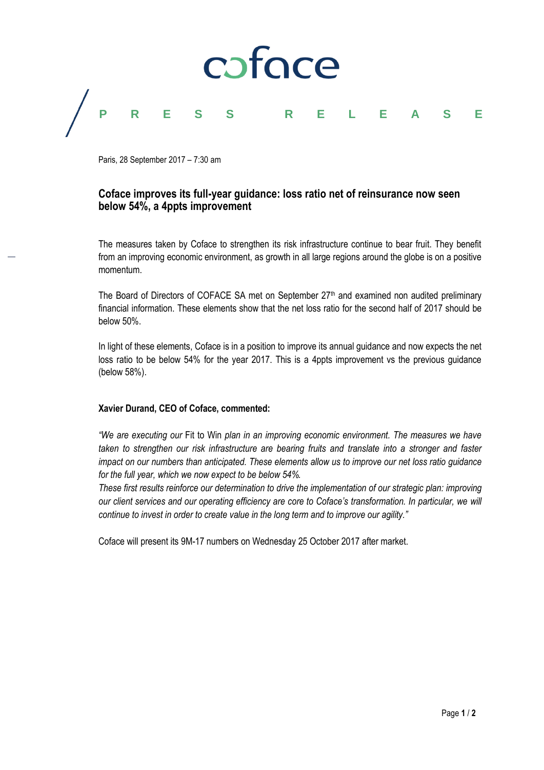# PRESS RELEASE

Paris, 28 September 2017 – 7:30 am

## Coface improves its full-year guidance: loss ratio net of reinsurance now seen below 54%, a 4ppts improvement

The measures taken by Coface to strengthen its risk infrastructure continue to bear fruit. They benefit from an improving economic environment, as growth in all large regions around the globe is on a positive momentum.

The Board of Directors of COFACE SA met on September 27th and examined non audited preliminary financial information. These elements show that the net loss ratio for the second half of 2017 should be below 50%.

In light of these elements, Coface is in a position to improve its annual guidance and now expects the net loss ratio to be below 54% for the year 2017. This is a 4ppts improvement vs the previous guidance (below 58%).

**Xavier Durand, CEO of Coface, commented:**

*"We are executing our* Fit to Win *plan in an improving economic environment. The measures we have taken to strengthen our risk infrastructure are bearing fruits and translate into a stronger and faster impact on our numbers than anticipated. These elements allow us to improve our net loss ratio guidance for the full year, which we now expect to be below 54%.*
*These first results reinforce our determination to drive the implementation of our strategic plan: improving our client services and our operating efficiency are core to Coface's transformation. In particular, we will continue to invest in order to create value in the long term and to improve our agility."*

Coface will present its 9M-17 numbers on Wednesday 25 October 2017 after market.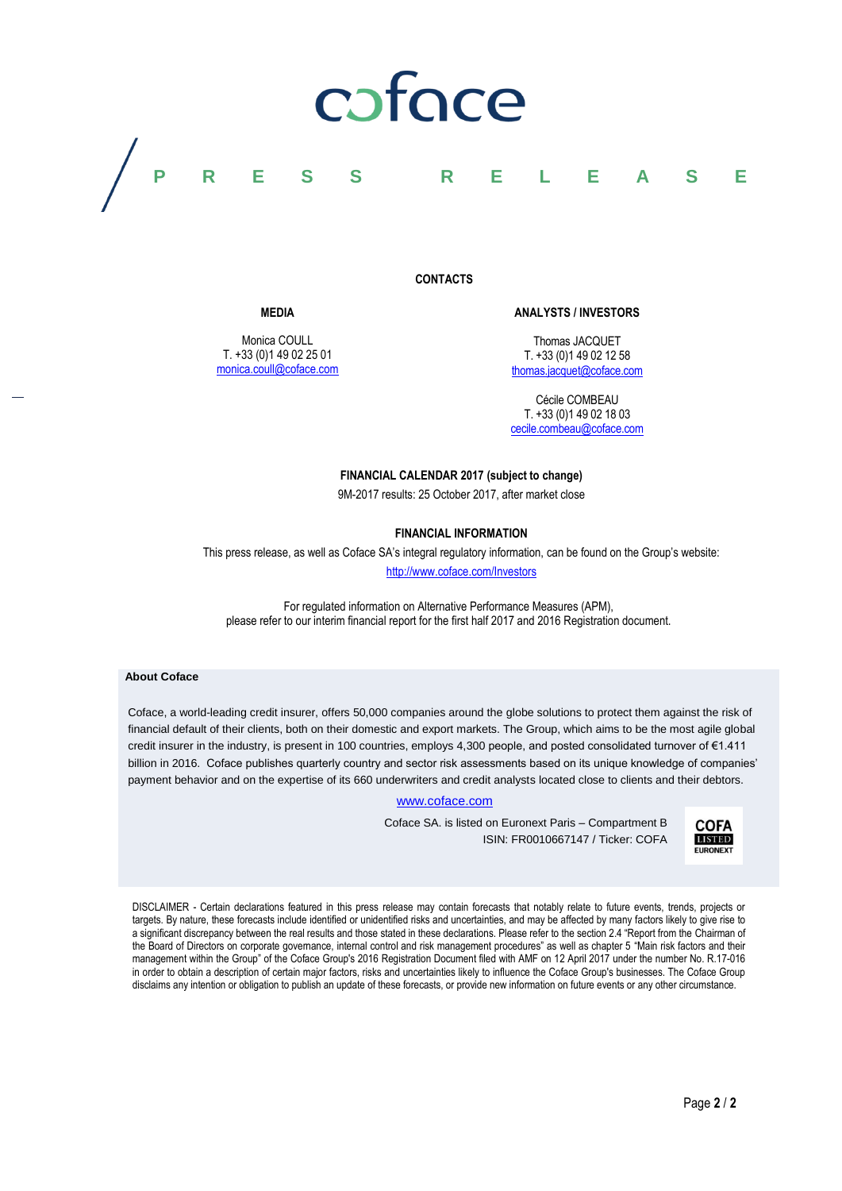coface

# PRESS RELEASE

**CONTACTS**

**MEDIA**

Monica COULL
T. +33 (0)1 49 02 25 01
monica.coull@coface.com

**ANALYSTS / INVESTORS**

Thomas JACQUET
T. +33 (0)1 49 02 12 58
thomas.jacquet@coface.com

Cécile COMBEAU
T. +33 (0)1 49 02 18 03
cecile.combeau@coface.com

**FINANCIAL CALENDAR 2017 (subject to change)**

9M-2017 results: 25 October 2017, after market close

**FINANCIAL INFORMATION**

This press release, as well as Coface SA's integral regulatory information, can be found on the Group's website: http://www.coface.com/Investors

For regulated information on Alternative Performance Measures (APM), please refer to our interim financial report for the first half 2017 and 2016 Registration document.

**About Coface**

Coface, a world-leading credit insurer, offers 50,000 companies around the globe solutions to protect them against the risk of financial default of their clients, both on their domestic and export markets. The Group, which aims to be the most agile global credit insurer in the industry, is present in 100 countries, employs 4,300 people, and posted consolidated turnover of €1.411 billion in 2016. Coface publishes quarterly country and sector risk assessments based on its unique knowledge of companies' payment behavior and on the expertise of its 660 underwriters and credit analysts located close to clients and their debtors.

www.coface.com

Coface SA. is listed on Euronext Paris – Compartment B
ISIN: FR0010667147 / Ticker: COFA

COFA LISTED EURONEXT

DISCLAIMER - Certain declarations featured in this press release may contain forecasts that notably relate to future events, trends, projects or targets. By nature, these forecasts include identified or unidentified risks and uncertainties, and may be affected by many factors likely to give rise to a significant discrepancy between the real results and those stated in these declarations. Please refer to the section 2.4 "Report from the Chairman of the Board of Directors on corporate governance, internal control and risk management procedures" as well as chapter 5 "Main risk factors and their management within the Group" of the Coface Group's 2016 Registration Document filed with AMF on 12 April 2017 under the number No. R.17-016 in order to obtain a description of certain major factors, risks and uncertainties likely to influence the Coface Group's businesses. The Coface Group disclaims any intention or obligation to publish an update of these forecasts, or provide new information on future events or any other circumstance.